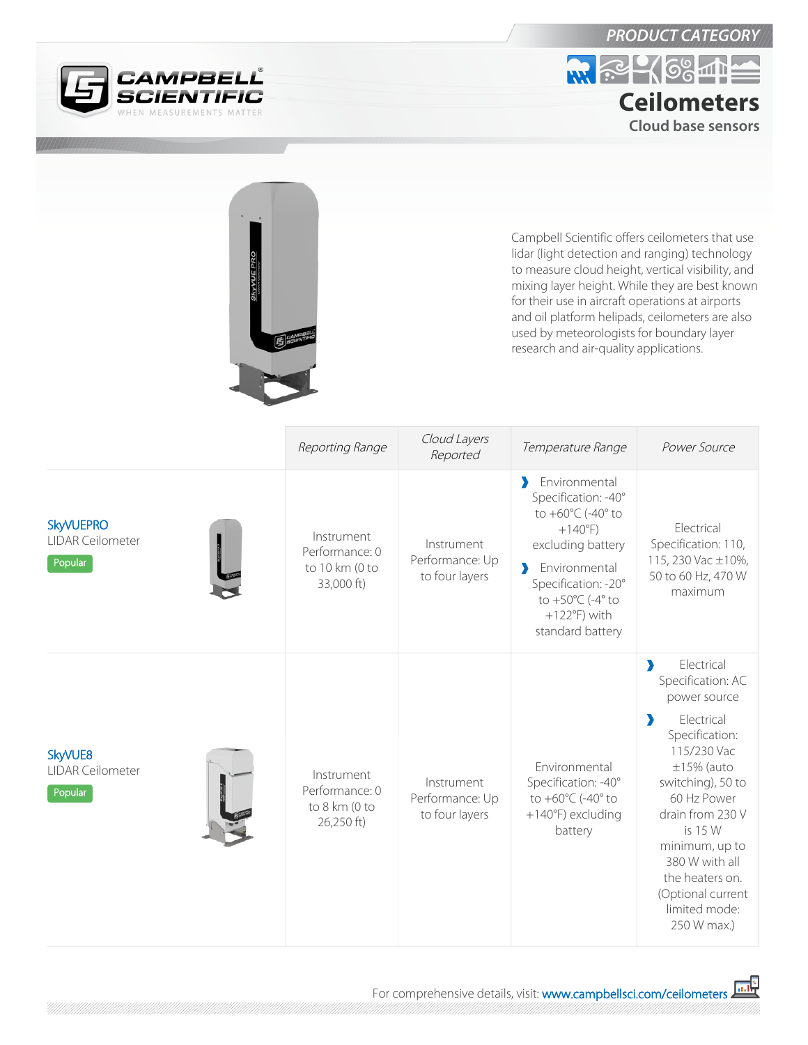PRODUCT CATEGORY

# Ceilometers

## Cloud base sensors

Campbell Scientific offers ceilometers that use lidar (light detection and ranging) technology to measure cloud height, vertical visibility, and mixing layer height. While they are best known for their use in aircraft operations at airports and oil platform helipads, ceilometers are also used by meteorologists for boundary layer research and air-quality applications.

| | *Reporting Range* | *Cloud Layers Reported* | *Temperature Range* | *Power Source* |
|---|---|---|---|---|
| **SkyVUEPRO** LIDAR Ceilometer Popular | Instrument Performance: 0 to 10 km (0 to 33,000 ft) | Instrument Performance: Up to four layers | Environmental Specification: -40° to +60°C (-40° to +140°F) excluding battery; Environmental Specification: -20° to +50°C (-4° to +122°F) with standard battery | Electrical Specification: 110, 115, 230 Vac ±10%, 50 to 60 Hz, 470 W maximum |
| **SkyVUE8** LIDAR Ceilometer Popular | Instrument Performance: 0 to 8 km (0 to 26,250 ft) | Instrument Performance: Up to four layers | Environmental Specification: -40° to +60°C (-40° to +140°F) excluding battery | Electrical Specification: AC power source; Electrical Specification: 115/230 Vac ±15% (auto switching), 50 to 60 Hz Power drain from 230 V is 15 W minimum, up to 380 W with all the heaters on. (Optional current limited mode: 250 W max.) |

For comprehensive details, visit: www.campbellsci.com/ceilometers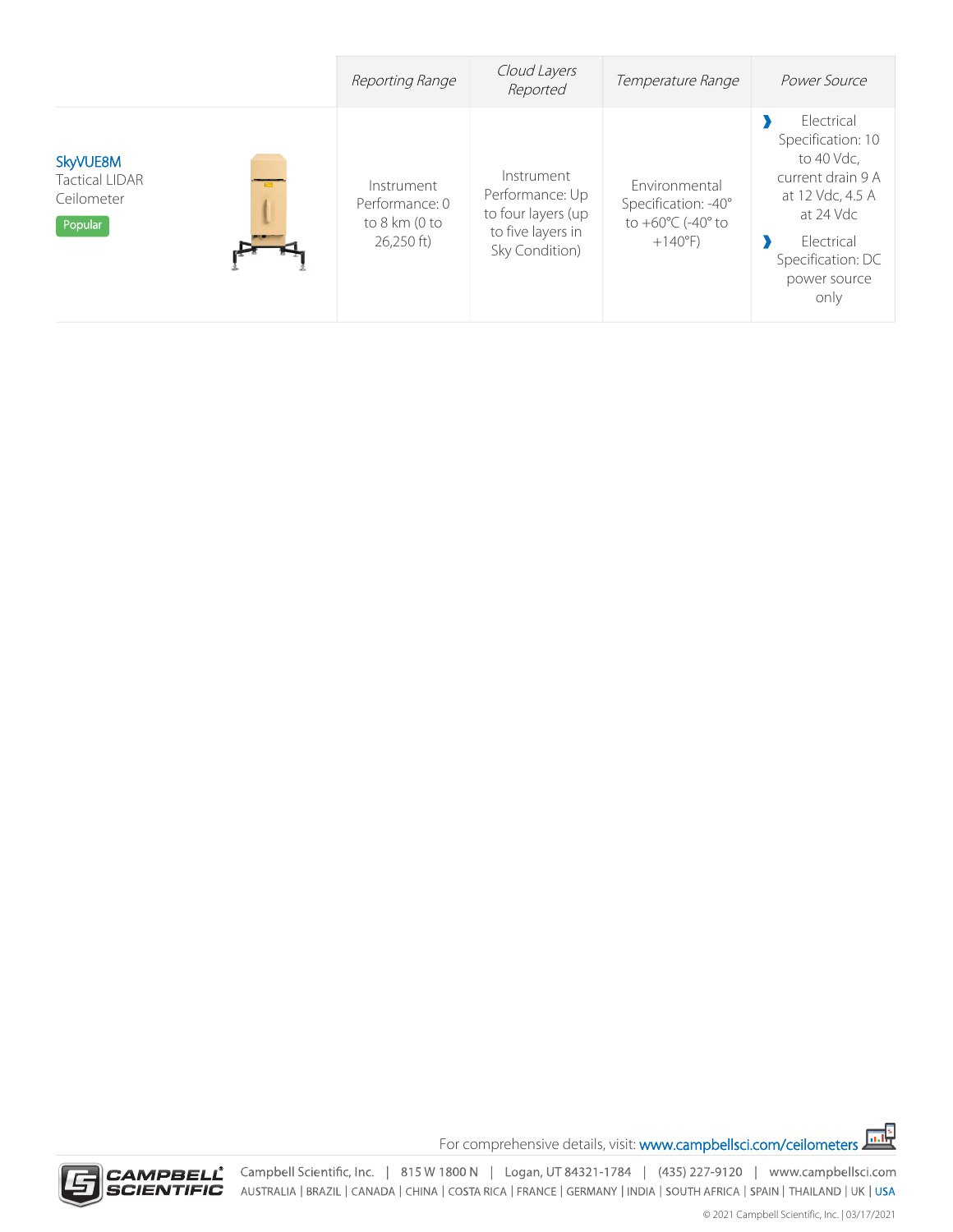| | Reporting Range | Cloud Layers Reported | Temperature Range | Power Source |
|---|---|---|---|---|
| **SkyVUE8M** Tactical LIDAR Ceilometer Popular | Instrument Performance: 0 to 8 km (0 to 26,250 ft) | Instrument Performance: Up to four layers (up to five layers in Sky Condition) | Environmental Specification: -40° to +60°C (-40° to +140°F) | • Electrical Specification: 10 to 40 Vdc, current drain 9 A at 12 Vdc, 4.5 A at 24 Vdc<br>• Electrical Specification: DC power source only |

For comprehensive details, visit: www.campbellsci.com/ceilometers

Campbell Scientific, Inc. | 815 W 1800 N | Logan, UT 84321-1784 | (435) 227-9120 | www.campbellsci.com

AUSTRALIA | BRAZIL | CANADA | CHINA | COSTA RICA | FRANCE | GERMANY | INDIA | SOUTH AFRICA | SPAIN | THAILAND | UK | USA

© 2021 Campbell Scientific, Inc. | 03/17/2021